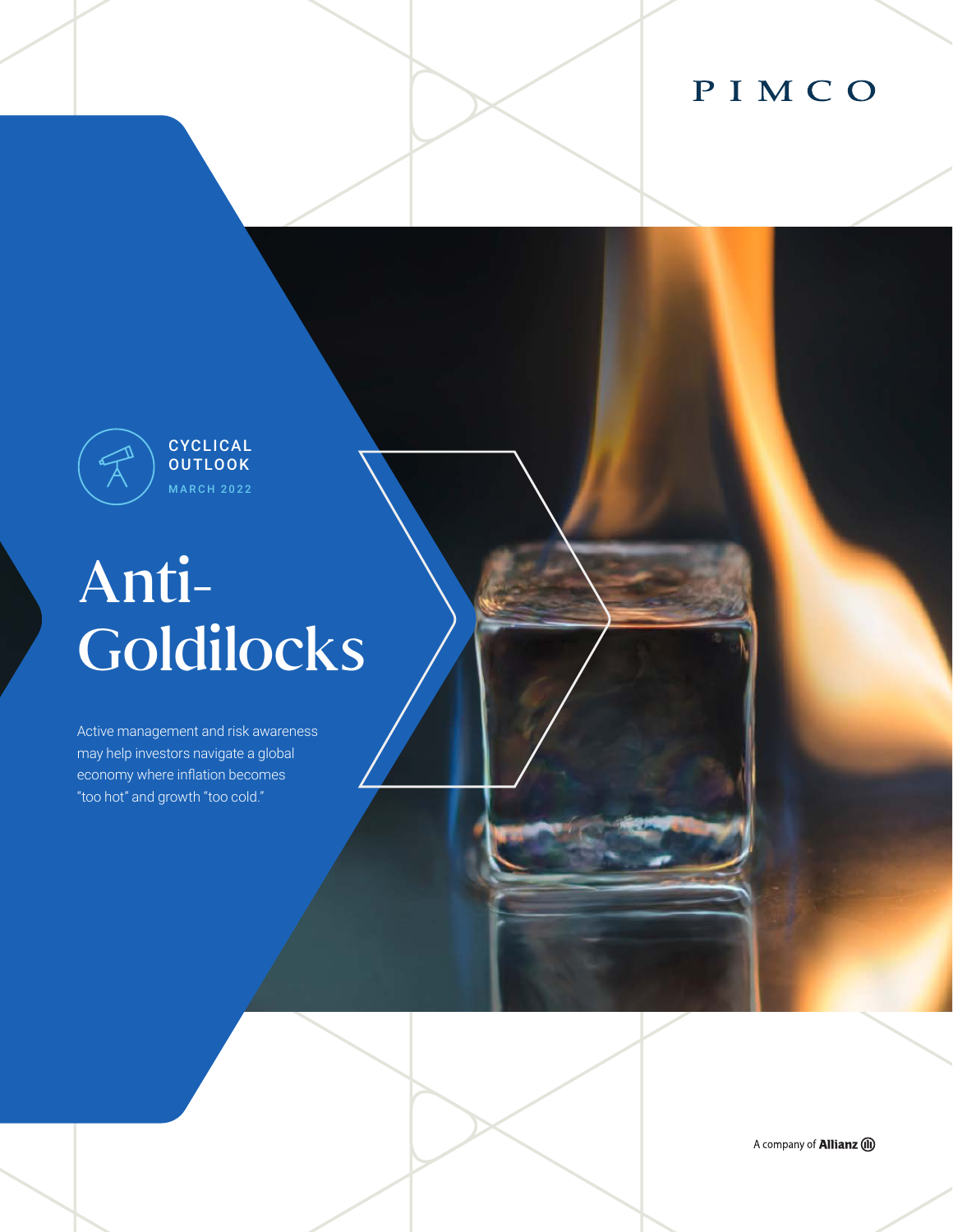PIMCO

CYCLICAL OUTLOOK

MARCH 2022

# Anti-Goldilocks

Active management and risk awareness may help investors navigate a global economy where inflation becomes "too hot" and growth "too cold."

A company of Allianz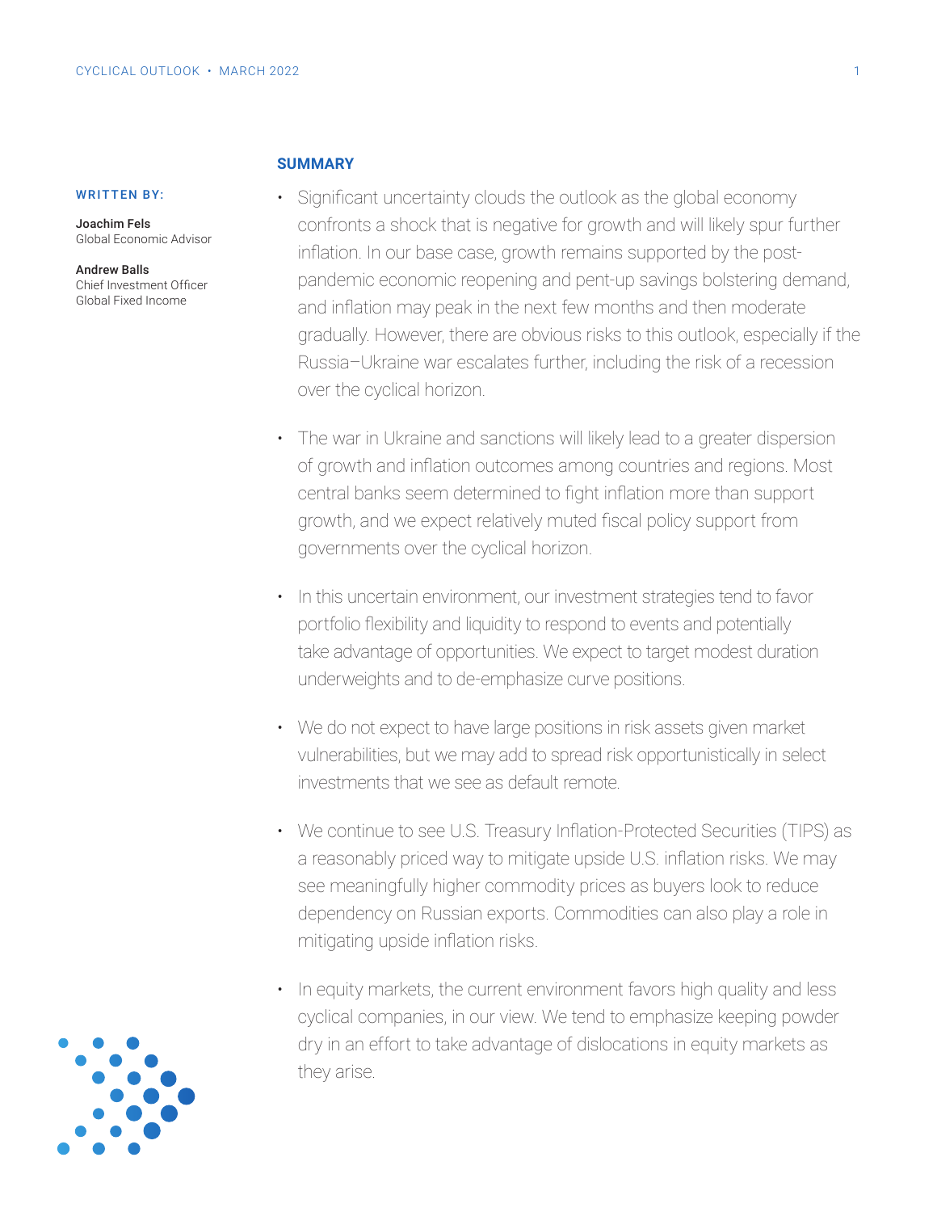**WRITTEN BY:**

**Joachim Fels**
Global Economic Advisor

**Andrew Balls**
Chief Investment Officer
Global Fixed Income

## SUMMARY

- Significant uncertainty clouds the outlook as the global economy confronts a shock that is negative for growth and will likely spur further inflation. In our base case, growth remains supported by the post-pandemic economic reopening and pent-up savings bolstering demand, and inflation may peak in the next few months and then moderate gradually. However, there are obvious risks to this outlook, especially if the Russia–Ukraine war escalates further, including the risk of a recession over the cyclical horizon.

- The war in Ukraine and sanctions will likely lead to a greater dispersion of growth and inflation outcomes among countries and regions. Most central banks seem determined to fight inflation more than support growth, and we expect relatively muted fiscal policy support from governments over the cyclical horizon.

- In this uncertain environment, our investment strategies tend to favor portfolio flexibility and liquidity to respond to events and potentially take advantage of opportunities. We expect to target modest duration underweights and to de-emphasize curve positions.

- We do not expect to have large positions in risk assets given market vulnerabilities, but we may add to spread risk opportunistically in select investments that we see as default remote.

- We continue to see U.S. Treasury Inflation-Protected Securities (TIPS) as a reasonably priced way to mitigate upside U.S. inflation risks. We may see meaningfully higher commodity prices as buyers look to reduce dependency on Russian exports. Commodities can also play a role in mitigating upside inflation risks.

- In equity markets, the current environment favors high quality and less cyclical companies, in our view. We tend to emphasize keeping powder dry in an effort to take advantage of dislocations in equity markets as they arise.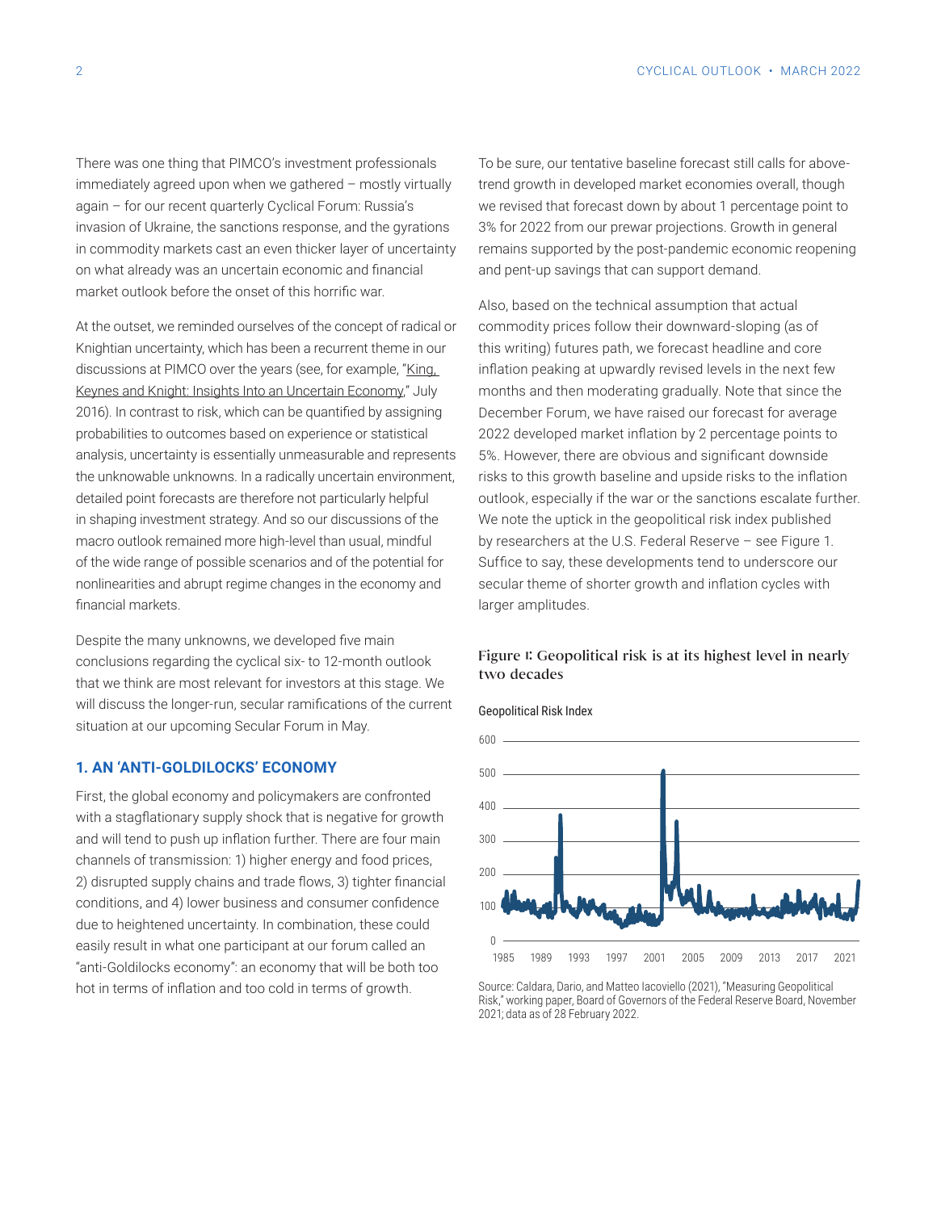There was one thing that PIMCO's investment professionals immediately agreed upon when we gathered – mostly virtually again – for our recent quarterly Cyclical Forum: Russia's invasion of Ukraine, the sanctions response, and the gyrations in commodity markets cast an even thicker layer of uncertainty on what already was an uncertain economic and financial market outlook before the onset of this horrific war.

At the outset, we reminded ourselves of the concept of radical or Knightian uncertainty, which has been a recurrent theme in our discussions at PIMCO over the years (see, for example, "King, Keynes and Knight: Insights Into an Uncertain Economy," July 2016). In contrast to risk, which can be quantified by assigning probabilities to outcomes based on experience or statistical analysis, uncertainty is essentially unmeasurable and represents the unknowable unknowns. In a radically uncertain environment, detailed point forecasts are therefore not particularly helpful in shaping investment strategy. And so our discussions of the macro outlook remained more high-level than usual, mindful of the wide range of possible scenarios and of the potential for nonlinearities and abrupt regime changes in the economy and financial markets.

Despite the many unknowns, we developed five main conclusions regarding the cyclical six- to 12-month outlook that we think are most relevant for investors at this stage. We will discuss the longer-run, secular ramifications of the current situation at our upcoming Secular Forum in May.

## 1. AN 'ANTI-GOLDILOCKS' ECONOMY

First, the global economy and policymakers are confronted with a stagflationary supply shock that is negative for growth and will tend to push up inflation further. There are four main channels of transmission: 1) higher energy and food prices, 2) disrupted supply chains and trade flows, 3) tighter financial conditions, and 4) lower business and consumer confidence due to heightened uncertainty. In combination, these could easily result in what one participant at our forum called an "anti-Goldilocks economy": an economy that will be both too hot in terms of inflation and too cold in terms of growth.

To be sure, our tentative baseline forecast still calls for above-trend growth in developed market economies overall, though we revised that forecast down by about 1 percentage point to 3% for 2022 from our prewar projections. Growth in general remains supported by the post-pandemic economic reopening and pent-up savings that can support demand.

Also, based on the technical assumption that actual commodity prices follow their downward-sloping (as of this writing) futures path, we forecast headline and core inflation peaking at upwardly revised levels in the next few months and then moderating gradually. Note that since the December Forum, we have raised our forecast for average 2022 developed market inflation by 2 percentage points to 5%. However, there are obvious and significant downside risks to this growth baseline and upside risks to the inflation outlook, especially if the war or the sanctions escalate further. We note the uptick in the geopolitical risk index published by researchers at the U.S. Federal Reserve – see Figure 1. Suffice to say, these developments tend to underscore our secular theme of shorter growth and inflation cycles with larger amplitudes.

**Figure 1: Geopolitical risk is at its highest level in nearly two decades**

Geopolitical Risk Index

Source: Caldara, Dario, and Matteo Iacoviello (2021), "Measuring Geopolitical Risk," working paper, Board of Governors of the Federal Reserve Board, November 2021; data as of 28 February 2022.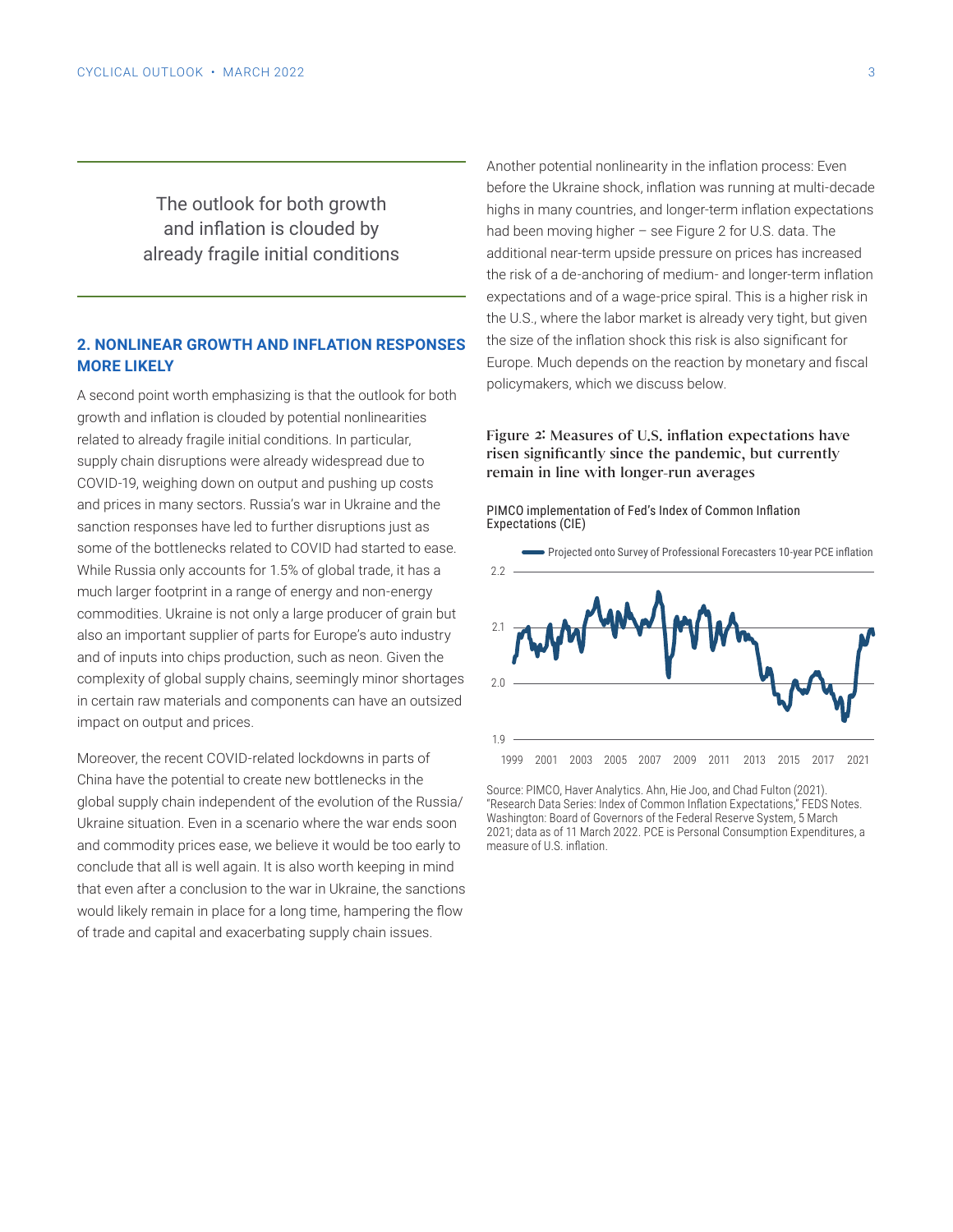The outlook for both growth and inflation is clouded by already fragile initial conditions

## 2. NONLINEAR GROWTH AND INFLATION RESPONSES MORE LIKELY

A second point worth emphasizing is that the outlook for both growth and inflation is clouded by potential nonlinearities related to already fragile initial conditions. In particular, supply chain disruptions were already widespread due to COVID-19, weighing down on output and pushing up costs and prices in many sectors. Russia's war in Ukraine and the sanction responses have led to further disruptions just as some of the bottlenecks related to COVID had started to ease. While Russia only accounts for 1.5% of global trade, it has a much larger footprint in a range of energy and non-energy commodities. Ukraine is not only a large producer of grain but also an important supplier of parts for Europe's auto industry and of inputs into chips production, such as neon. Given the complexity of global supply chains, seemingly minor shortages in certain raw materials and components can have an outsized impact on output and prices.

Moreover, the recent COVID-related lockdowns in parts of China have the potential to create new bottlenecks in the global supply chain independent of the evolution of the Russia/Ukraine situation. Even in a scenario where the war ends soon and commodity prices ease, we believe it would be too early to conclude that all is well again. It is also worth keeping in mind that even after a conclusion to the war in Ukraine, the sanctions would likely remain in place for a long time, hampering the flow of trade and capital and exacerbating supply chain issues.

Another potential nonlinearity in the inflation process: Even before the Ukraine shock, inflation was running at multi-decade highs in many countries, and longer-term inflation expectations had been moving higher – see Figure 2 for U.S. data. The additional near-term upside pressure on prices has increased the risk of a de-anchoring of medium- and longer-term inflation expectations and of a wage-price spiral. This is a higher risk in the U.S., where the labor market is already very tight, but given the size of the inflation shock this risk is also significant for Europe. Much depends on the reaction by monetary and fiscal policymakers, which we discuss below.

**Figure 2: Measures of U.S. inflation expectations have risen significantly since the pandemic, but currently remain in line with longer-run averages**

PIMCO implementation of Fed's Index of Common Inflation Expectations (CIE)

Source: PIMCO, Haver Analytics. Ahn, Hie Joo, and Chad Fulton (2021). "Research Data Series: Index of Common Inflation Expectations," FEDS Notes. Washington: Board of Governors of the Federal Reserve System, 5 March 2021; data as of 11 March 2022. PCE is Personal Consumption Expenditures, a measure of U.S. inflation.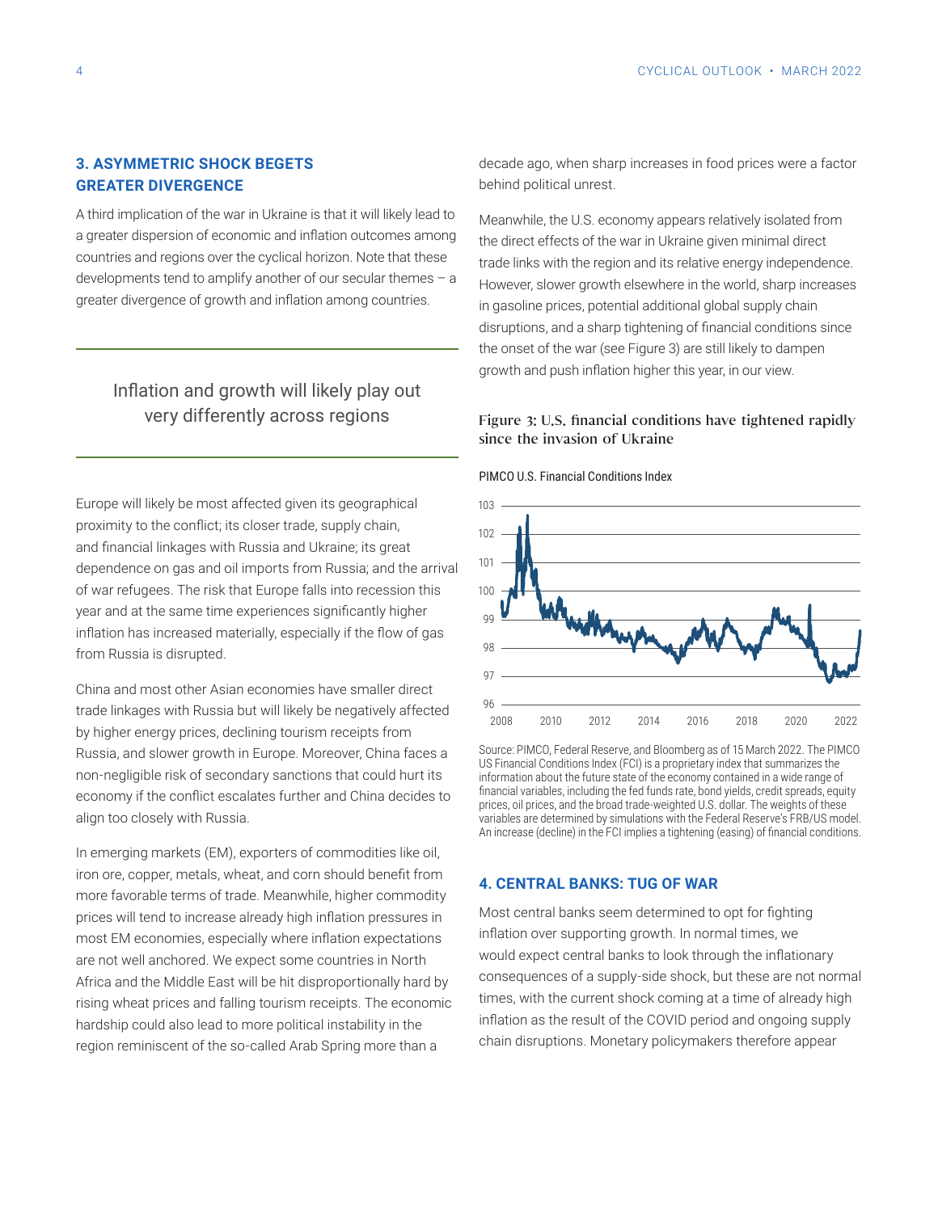### 3. ASYMMETRIC SHOCK BEGETS GREATER DIVERGENCE

A third implication of the war in Ukraine is that it will likely lead to a greater dispersion of economic and inflation outcomes among countries and regions over the cyclical horizon. Note that these developments tend to amplify another of our secular themes – a greater divergence of growth and inflation among countries.

> Inflation and growth will likely play out very differently across regions

Europe will likely be most affected given its geographical proximity to the conflict; its closer trade, supply chain, and financial linkages with Russia and Ukraine; its great dependence on gas and oil imports from Russia; and the arrival of war refugees. The risk that Europe falls into recession this year and at the same time experiences significantly higher inflation has increased materially, especially if the flow of gas from Russia is disrupted.

China and most other Asian economies have smaller direct trade linkages with Russia but will likely be negatively affected by higher energy prices, declining tourism receipts from Russia, and slower growth in Europe. Moreover, China faces a non-negligible risk of secondary sanctions that could hurt its economy if the conflict escalates further and China decides to align too closely with Russia.

In emerging markets (EM), exporters of commodities like oil, iron ore, copper, metals, wheat, and corn should benefit from more favorable terms of trade. Meanwhile, higher commodity prices will tend to increase already high inflation pressures in most EM economies, especially where inflation expectations are not well anchored. We expect some countries in North Africa and the Middle East will be hit disproportionally hard by rising wheat prices and falling tourism receipts. The economic hardship could also lead to more political instability in the region reminiscent of the so-called Arab Spring more than a decade ago, when sharp increases in food prices were a factor behind political unrest.

Meanwhile, the U.S. economy appears relatively isolated from the direct effects of the war in Ukraine given minimal direct trade links with the region and its relative energy independence. However, slower growth elsewhere in the world, sharp increases in gasoline prices, potential additional global supply chain disruptions, and a sharp tightening of financial conditions since the onset of the war (see Figure 3) are still likely to dampen growth and push inflation higher this year, in our view.

**Figure 3: U.S. financial conditions have tightened rapidly since the invasion of Ukraine**

PIMCO U.S. Financial Conditions Index

Source: PIMCO, Federal Reserve, and Bloomberg as of 15 March 2022. The PIMCO US Financial Conditions Index (FCI) is a proprietary index that summarizes the information about the future state of the economy contained in a wide range of financial variables, including the fed funds rate, bond yields, credit spreads, equity prices, oil prices, and the broad trade-weighted U.S. dollar. The weights of these variables are determined by simulations with the Federal Reserve's FRB/US model. An increase (decline) in the FCI implies a tightening (easing) of financial conditions.

### 4. CENTRAL BANKS: TUG OF WAR

Most central banks seem determined to opt for fighting inflation over supporting growth. In normal times, we would expect central banks to look through the inflationary consequences of a supply-side shock, but these are not normal times, with the current shock coming at a time of already high inflation as the result of the COVID period and ongoing supply chain disruptions. Monetary policymakers therefore appear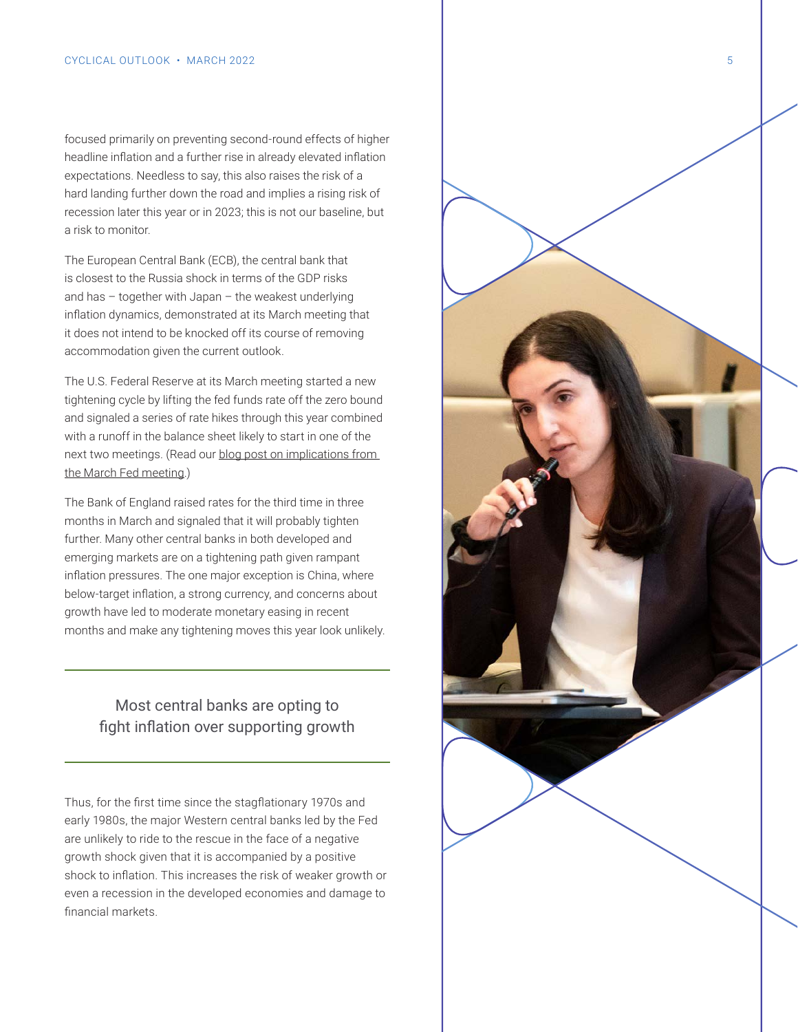focused primarily on preventing second-round effects of higher headline inflation and a further rise in already elevated inflation expectations. Needless to say, this also raises the risk of a hard landing further down the road and implies a rising risk of recession later this year or in 2023; this is not our baseline, but a risk to monitor.

The European Central Bank (ECB), the central bank that is closest to the Russia shock in terms of the GDP risks and has – together with Japan – the weakest underlying inflation dynamics, demonstrated at its March meeting that it does not intend to be knocked off its course of removing accommodation given the current outlook.

The U.S. Federal Reserve at its March meeting started a new tightening cycle by lifting the fed funds rate off the zero bound and signaled a series of rate hikes through this year combined with a runoff in the balance sheet likely to start in one of the next two meetings. (Read our blog post on implications from the March Fed meeting.)

The Bank of England raised rates for the third time in three months in March and signaled that it will probably tighten further. Many other central banks in both developed and emerging markets are on a tightening path given rampant inflation pressures. The one major exception is China, where below-target inflation, a strong currency, and concerns about growth have led to moderate monetary easing in recent months and make any tightening moves this year look unlikely.

> Most central banks are opting to fight inflation over supporting growth

Thus, for the first time since the stagflationary 1970s and early 1980s, the major Western central banks led by the Fed are unlikely to ride to the rescue in the face of a negative growth shock given that it is accompanied by a positive shock to inflation. This increases the risk of weaker growth or even a recession in the developed economies and damage to financial markets.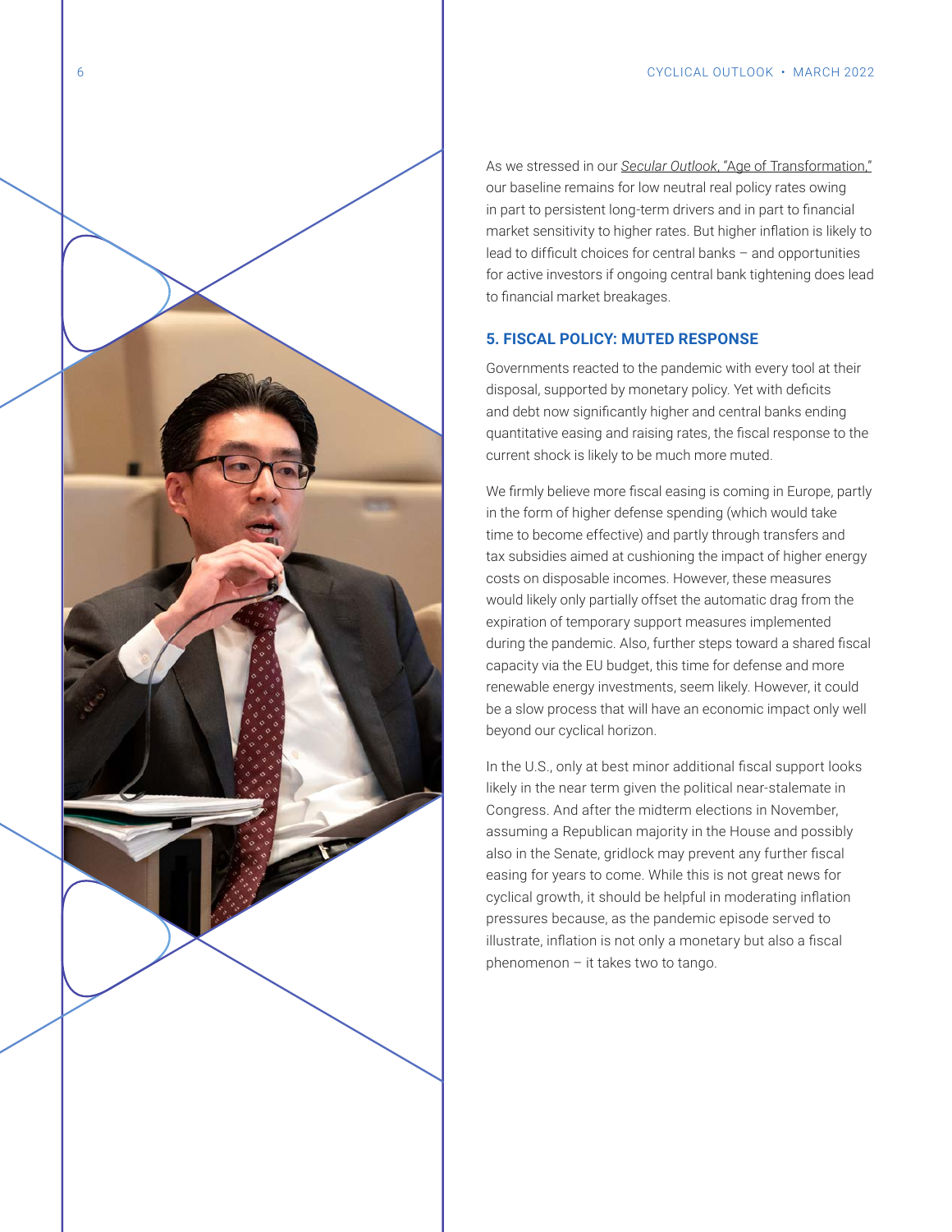As we stressed in our *Secular Outlook*, "Age of Transformation," our baseline remains for low neutral real policy rates owing in part to persistent long-term drivers and in part to financial market sensitivity to higher rates. But higher inflation is likely to lead to difficult choices for central banks – and opportunities for active investors if ongoing central bank tightening does lead to financial market breakages.

## 5. FISCAL POLICY: MUTED RESPONSE

Governments reacted to the pandemic with every tool at their disposal, supported by monetary policy. Yet with deficits and debt now significantly higher and central banks ending quantitative easing and raising rates, the fiscal response to the current shock is likely to be much more muted.

We firmly believe more fiscal easing is coming in Europe, partly in the form of higher defense spending (which would take time to become effective) and partly through transfers and tax subsidies aimed at cushioning the impact of higher energy costs on disposable incomes. However, these measures would likely only partially offset the automatic drag from the expiration of temporary support measures implemented during the pandemic. Also, further steps toward a shared fiscal capacity via the EU budget, this time for defense and more renewable energy investments, seem likely. However, it could be a slow process that will have an economic impact only well beyond our cyclical horizon.

In the U.S., only at best minor additional fiscal support looks likely in the near term given the political near-stalemate in Congress. And after the midterm elections in November, assuming a Republican majority in the House and possibly also in the Senate, gridlock may prevent any further fiscal easing for years to come. While this is not great news for cyclical growth, it should be helpful in moderating inflation pressures because, as the pandemic episode served to illustrate, inflation is not only a monetary but also a fiscal phenomenon – it takes two to tango.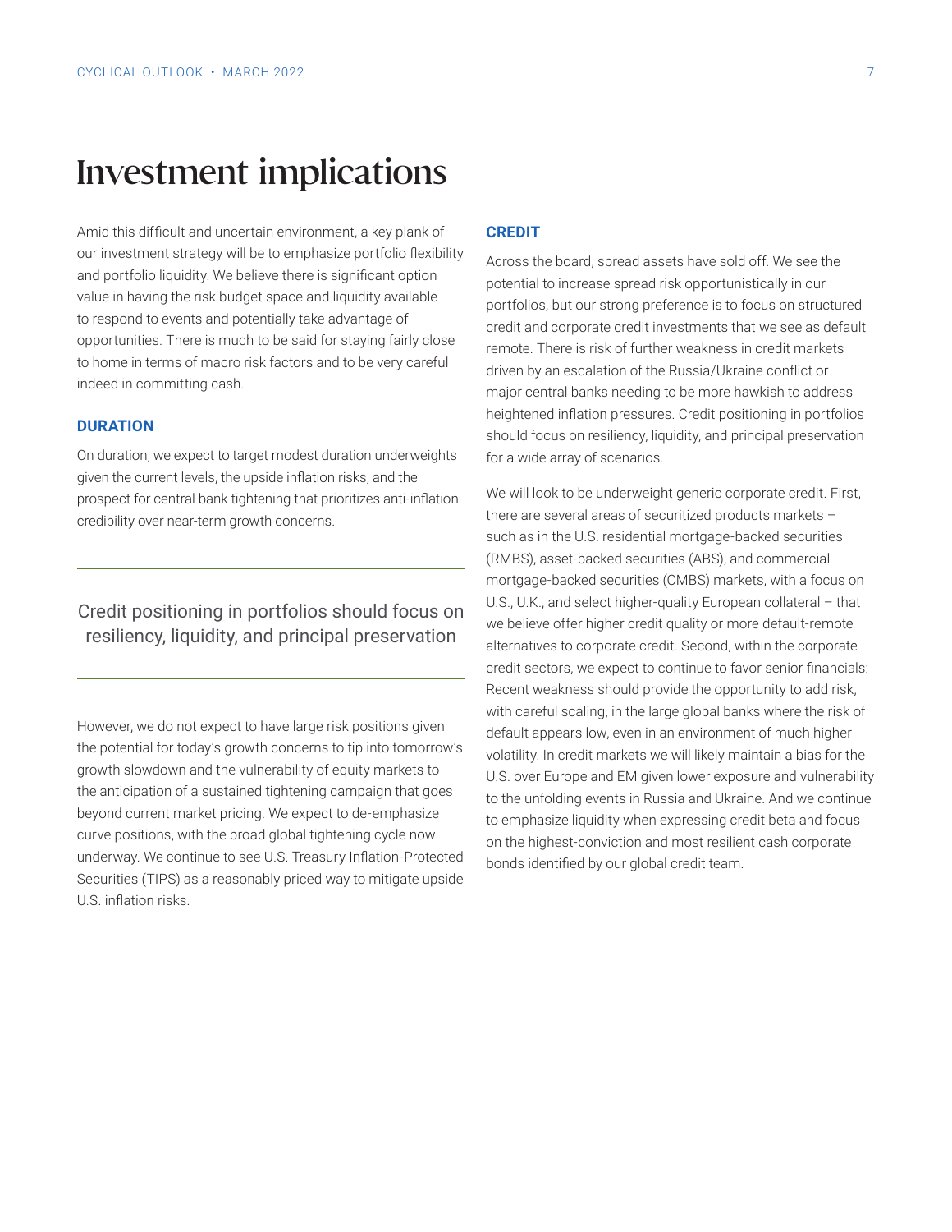# Investment implications

Amid this difficult and uncertain environment, a key plank of our investment strategy will be to emphasize portfolio flexibility and portfolio liquidity. We believe there is significant option value in having the risk budget space and liquidity available to respond to events and potentially take advantage of opportunities. There is much to be said for staying fairly close to home in terms of macro risk factors and to be very careful indeed in committing cash.

### DURATION

On duration, we expect to target modest duration underweights given the current levels, the upside inflation risks, and the prospect for central bank tightening that prioritizes anti-inflation credibility over near-term growth concerns.

However, we do not expect to have large risk positions given the potential for today's growth concerns to tip into tomorrow's growth slowdown and the vulnerability of equity markets to the anticipation of a sustained tightening campaign that goes beyond current market pricing. We expect to de-emphasize curve positions, with the broad global tightening cycle now underway. We continue to see U.S. Treasury Inflation-Protected Securities (TIPS) as a reasonably priced way to mitigate upside U.S. inflation risks.

> Credit positioning in portfolios should focus on resiliency, liquidity, and principal preservation

### CREDIT

Across the board, spread assets have sold off. We see the potential to increase spread risk opportunistically in our portfolios, but our strong preference is to focus on structured credit and corporate credit investments that we see as default remote. There is risk of further weakness in credit markets driven by an escalation of the Russia/Ukraine conflict or major central banks needing to be more hawkish to address heightened inflation pressures. Credit positioning in portfolios should focus on resiliency, liquidity, and principal preservation for a wide array of scenarios.

We will look to be underweight generic corporate credit. First, there are several areas of securitized products markets – such as in the U.S. residential mortgage-backed securities (RMBS), asset-backed securities (ABS), and commercial mortgage-backed securities (CMBS) markets, with a focus on U.S., U.K., and select higher-quality European collateral – that we believe offer higher credit quality or more default-remote alternatives to corporate credit. Second, within the corporate credit sectors, we expect to continue to favor senior financials: Recent weakness should provide the opportunity to add risk, with careful scaling, in the large global banks where the risk of default appears low, even in an environment of much higher volatility. In credit markets we will likely maintain a bias for the U.S. over Europe and EM given lower exposure and vulnerability to the unfolding events in Russia and Ukraine. And we continue to emphasize liquidity when expressing credit beta and focus on the highest-conviction and most resilient cash corporate bonds identified by our global credit team.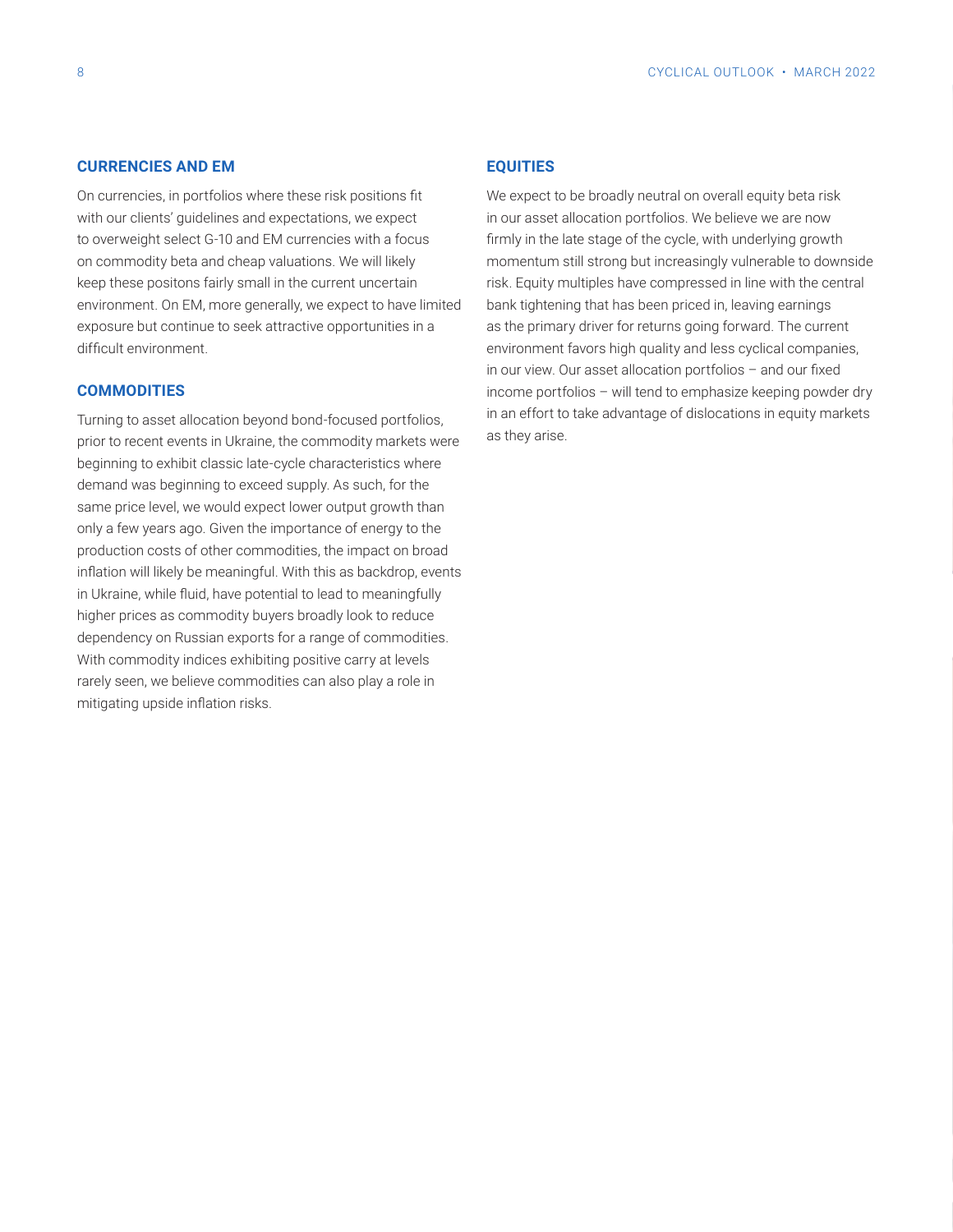## CURRENCIES AND EM

On currencies, in portfolios where these risk positions fit with our clients' guidelines and expectations, we expect to overweight select G-10 and EM currencies with a focus on commodity beta and cheap valuations. We will likely keep these positons fairly small in the current uncertain environment. On EM, more generally, we expect to have limited exposure but continue to seek attractive opportunities in a difficult environment.

## COMMODITIES

Turning to asset allocation beyond bond-focused portfolios, prior to recent events in Ukraine, the commodity markets were beginning to exhibit classic late-cycle characteristics where demand was beginning to exceed supply. As such, for the same price level, we would expect lower output growth than only a few years ago. Given the importance of energy to the production costs of other commodities, the impact on broad inflation will likely be meaningful. With this as backdrop, events in Ukraine, while fluid, have potential to lead to meaningfully higher prices as commodity buyers broadly look to reduce dependency on Russian exports for a range of commodities. With commodity indices exhibiting positive carry at levels rarely seen, we believe commodities can also play a role in mitigating upside inflation risks.

## EQUITIES

We expect to be broadly neutral on overall equity beta risk in our asset allocation portfolios. We believe we are now firmly in the late stage of the cycle, with underlying growth momentum still strong but increasingly vulnerable to downside risk. Equity multiples have compressed in line with the central bank tightening that has been priced in, leaving earnings as the primary driver for returns going forward. The current environment favors high quality and less cyclical companies, in our view. Our asset allocation portfolios – and our fixed income portfolios – will tend to emphasize keeping powder dry in an effort to take advantage of dislocations in equity markets as they arise.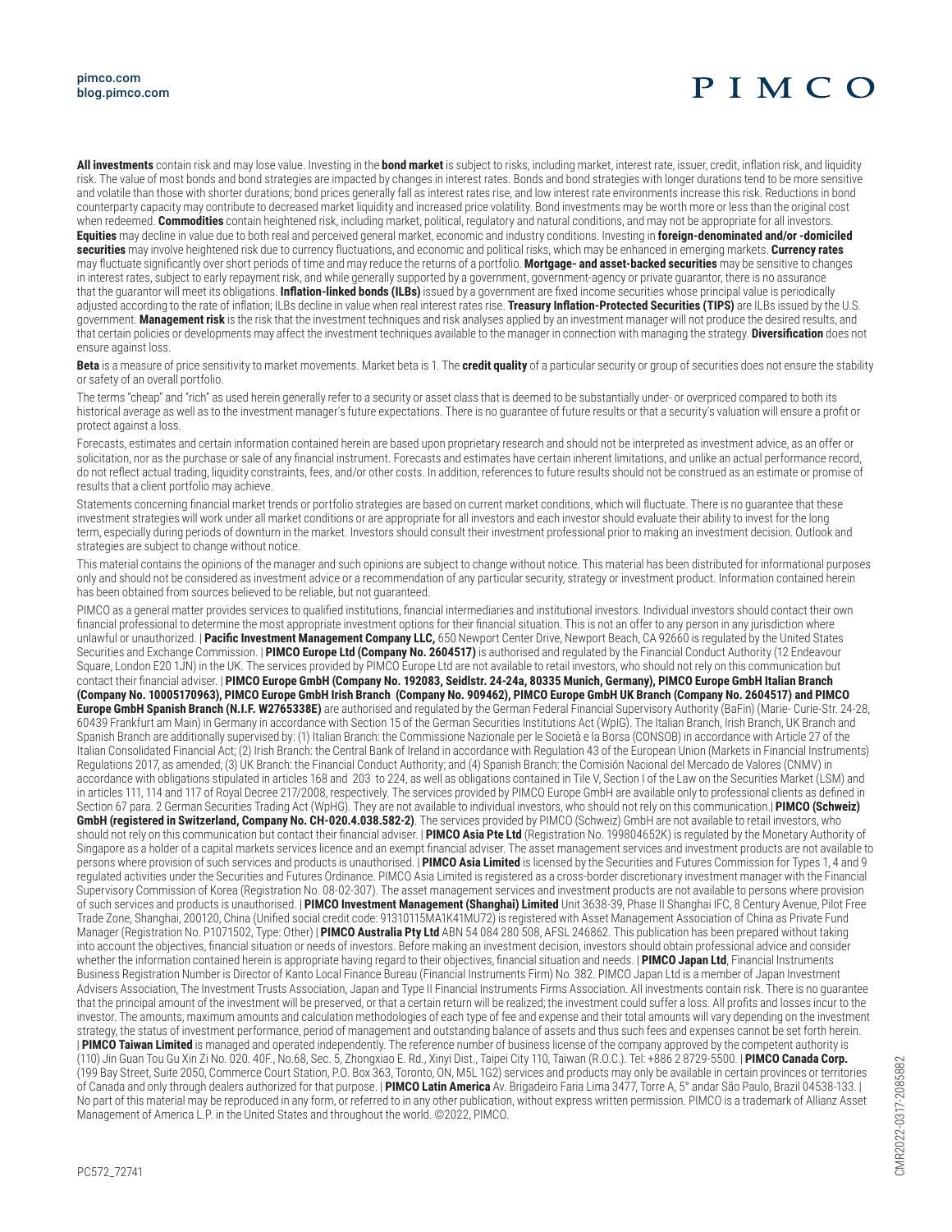pimco.com
blog.pimco.com

PIMCO

**All investments** contain risk and may lose value. Investing in the **bond market** is subject to risks, including market, interest rate, issuer, credit, inflation risk, and liquidity risk. The value of most bonds and bond strategies are impacted by changes in interest rates. Bonds and bond strategies with longer durations tend to be more sensitive and volatile than those with shorter durations; bond prices generally fall as interest rates rise, and low interest rate environments increase this risk. Reductions in bond counterparty capacity may contribute to decreased market liquidity and increased price volatility. Bond investments may be worth more or less than the original cost when redeemed. **Commodities** contain heightened risk, including market, political, regulatory and natural conditions, and may not be appropriate for all investors. **Equities** may decline in value due to both real and perceived general market, economic and industry conditions. Investing in **foreign-denominated and/or -domiciled securities** may involve heightened risk due to currency fluctuations, and economic and political risks, which may be enhanced in emerging markets. **Currency rates** may fluctuate significantly over short periods of time and may reduce the returns of a portfolio. **Mortgage- and asset-backed securities** may be sensitive to changes in interest rates, subject to early repayment risk, and while generally supported by a government, government-agency or private guarantor, there is no assurance that the guarantor will meet its obligations. **Inflation-linked bonds (ILBs)** issued by a government are fixed income securities whose principal value is periodically adjusted according to the rate of inflation; ILBs decline in value when real interest rates rise. **Treasury Inflation-Protected Securities (TIPS)** are ILBs issued by the U.S. government. **Management risk** is the risk that the investment techniques and risk analyses applied by an investment manager will not produce the desired results, and that certain policies or developments may affect the investment techniques available to the manager in connection with managing the strategy. **Diversification** does not ensure against loss.

**Beta** is a measure of price sensitivity to market movements. Market beta is 1. The **credit quality** of a particular security or group of securities does not ensure the stability or safety of an overall portfolio.

The terms "cheap" and "rich" as used herein generally refer to a security or asset class that is deemed to be substantially under- or overpriced compared to both its historical average as well as to the investment manager's future expectations. There is no guarantee of future results or that a security's valuation will ensure a profit or protect against a loss.

Forecasts, estimates and certain information contained herein are based upon proprietary research and should not be interpreted as investment advice, as an offer or solicitation, nor as the purchase or sale of any financial instrument. Forecasts and estimates have certain inherent limitations, and unlike an actual performance record, do not reflect actual trading, liquidity constraints, fees, and/or other costs. In addition, references to future results should not be construed as an estimate or promise of results that a client portfolio may achieve.

Statements concerning financial market trends or portfolio strategies are based on current market conditions, which will fluctuate. There is no guarantee that these investment strategies will work under all market conditions or are appropriate for all investors and each investor should evaluate their ability to invest for the long term, especially during periods of downturn in the market. Investors should consult their investment professional prior to making an investment decision. Outlook and strategies are subject to change without notice.

This material contains the opinions of the manager and such opinions are subject to change without notice. This material has been distributed for informational purposes only and should not be considered as investment advice or a recommendation of any particular security, strategy or investment product. Information contained herein has been obtained from sources believed to be reliable, but not guaranteed.

PIMCO as a general matter provides services to qualified institutions, financial intermediaries and institutional investors. Individual investors should contact their own financial professional to determine the most appropriate investment options for their financial situation. This is not an offer to any person in any jurisdiction where unlawful or unauthorized. | **Pacific Investment Management Company LLC,** 650 Newport Center Drive, Newport Beach, CA 92660 is regulated by the United States Securities and Exchange Commission. | **PIMCO Europe Ltd (Company No. 2604517)** is authorised and regulated by the Financial Conduct Authority (12 Endeavour Square, London E20 1JN) in the UK. The services provided by PIMCO Europe Ltd are not available to retail investors, who should not rely on this communication but contact their financial adviser. | **PIMCO Europe GmbH (Company No. 192083, Seidlstr. 24-24a, 80335 Munich, Germany), PIMCO Europe GmbH Italian Branch (Company No. 10005170963), PIMCO Europe GmbH Irish Branch (Company No. 909462), PIMCO Europe GmbH UK Branch (Company No. 2604517) and PIMCO Europe GmbH Spanish Branch (N.I.F. W2765338E)** are authorised and regulated by the German Federal Financial Supervisory Authority (BaFin) (Marie- Curie-Str. 24-28, 60439 Frankfurt am Main) in Germany in accordance with Section 15 of the German Securities Institutions Act (WpIG). The Italian Branch, Irish Branch, UK Branch and Spanish Branch are additionally supervised by: (1) Italian Branch: the Commissione Nazionale per le Società e la Borsa (CONSOB) in accordance with Article 27 of the Italian Consolidated Financial Act; (2) Irish Branch: the Central Bank of Ireland in accordance with Regulation 43 of the European Union (Markets in Financial Instruments) Regulations 2017, as amended; (3) UK Branch: the Financial Conduct Authority; and (4) Spanish Branch: the Comisión Nacional del Mercado de Valores (CNMV) in accordance with obligations stipulated in articles 168 and 203 to 224, as well as obligations contained in Tile V, Section I of the Law on the Securities Market (LSM) and in articles 111, 114 and 117 of Royal Decree 217/2008, respectively. The services provided by PIMCO Europe GmbH are available only to professional clients as defined in Section 67 para. 2 German Securities Trading Act (WpHG). They are not available to individual investors, who should not rely on this communication.| **PIMCO (Schweiz) GmbH (registered in Switzerland, Company No. CH-020.4.038.582-2)**. The services provided by PIMCO (Schweiz) GmbH are not available to retail investors, who should not rely on this communication but contact their financial adviser. | **PIMCO Asia Pte Ltd** (Registration No. 199804652K) is regulated by the Monetary Authority of Singapore as a holder of a capital markets services licence and an exempt financial adviser. The asset management services and investment products are not available to persons where provision of such services and products is unauthorised. | **PIMCO Asia Limited** is licensed by the Securities and Futures Commission for Types 1, 4 and 9 regulated activities under the Securities and Futures Ordinance. PIMCO Asia Limited is registered as a cross-border discretionary investment manager with the Financial Supervisory Commission of Korea (Registration No. 08-02-307). The asset management services and investment products are not available to persons where provision of such services and products is unauthorised. | **PIMCO Investment Management (Shanghai) Limited** Unit 3638-39, Phase II Shanghai IFC, 8 Century Avenue, Pilot Free Trade Zone, Shanghai, 200120, China (Unified social credit code: 91310115MA1K41MU72) is registered with Asset Management Association of China as Private Fund Manager (Registration No. P1071502, Type: Other) | **PIMCO Australia Pty Ltd** ABN 54 084 280 508, AFSL 246862. This publication has been prepared without taking into account the objectives, financial situation or needs of investors. Before making an investment decision, investors should obtain professional advice and consider whether the information contained herein is appropriate having regard to their objectives, financial situation and needs. | **PIMCO Japan Ltd**, Financial Instruments Business Registration Number is Director of Kanto Local Finance Bureau (Financial Instruments Firm) No. 382. PIMCO Japan Ltd is a member of Japan Investment Advisers Association, The Investment Trusts Association, Japan and Type II Financial Instruments Firms Association. All investments contain risk. There is no guarantee that the principal amount of the investment will be preserved, or that a certain return will be realized; the investment could suffer a loss. All profits and losses incur to the investor. The amounts, maximum amounts and calculation methodologies of each type of fee and expense and their total amounts will vary depending on the investment strategy, the status of investment performance, period of management and outstanding balance of assets and thus such fees and expenses cannot be set forth herein. | **PIMCO Taiwan Limited** is managed and operated independently. The reference number of business license of the company approved by the competent authority is (110) Jin Guan Tou Gu Xin Zi No. 020. 40F., No.68, Sec. 5, Zhongxiao E. Rd., Xinyi Dist., Taipei City 110, Taiwan (R.O.C.). Tel: +886 2 8729-5500. | **PIMCO Canada Corp.** (199 Bay Street, Suite 2050, Commerce Court Station, P.O. Box 363, Toronto, ON, M5L 1G2) services and products may only be available in certain provinces or territories of Canada and only through dealers authorized for that purpose. | **PIMCO Latin America** Av. Brigadeiro Faria Lima 3477, Torre A, 5° andar São Paulo, Brazil 04538-133. | No part of this material may be reproduced in any form, or referred to in any other publication, without express written permission. PIMCO is a trademark of Allianz Asset Management of America L.P. in the United States and throughout the world. ©2022, PIMCO.

PC572_72741

CMR2022-0317-2085882